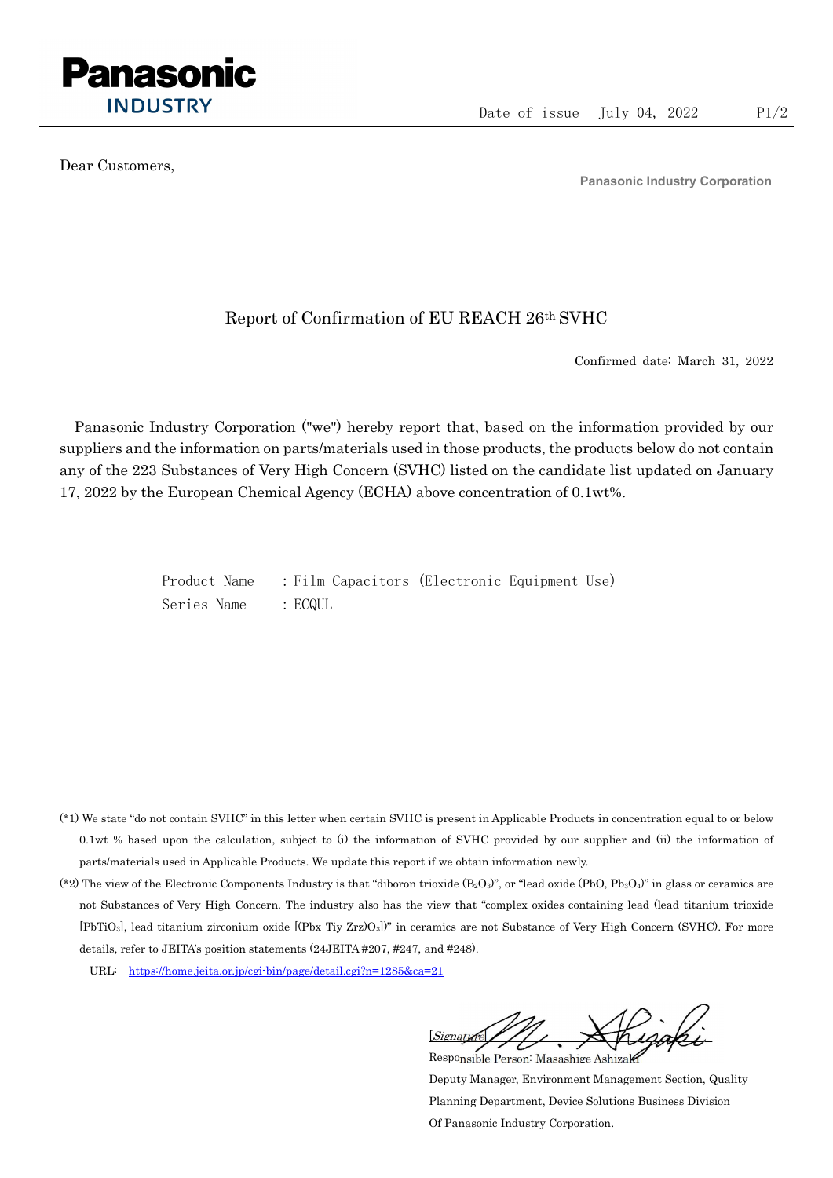Panasonic
INDUSTRY

Date of issue July 04, 2022

Dear Customers,

**Panasonic Industry Corporation**

## Report of Confirmation of EU REACH 26th SVHC

Confirmed date: March 31, 2022

Panasonic Industry Corporation ("we") hereby report that, based on the information provided by our suppliers and the information on parts/materials used in those products, the products below do not contain any of the 223 Substances of Very High Concern (SVHC) listed on the candidate list updated on January 17, 2022 by the European Chemical Agency (ECHA) above concentration of 0.1wt%.

Product Name : Film Capacitors (Electronic Equipment Use)
Series Name : ECQUL

(*1) We state "do not contain SVHC" in this letter when certain SVHC is present in Applicable Products in concentration equal to or below 0.1wt % based upon the calculation, subject to (i) the information of SVHC provided by our supplier and (ii) the information of parts/materials used in Applicable Products. We update this report if we obtain information newly.

(*2) The view of the Electronic Components Industry is that "diboron trioxide ($B_2O_3$)", or "lead oxide (PbO, $Pb_3O_4$)" in glass or ceramics are not Substances of Very High Concern. The industry also has the view that "complex oxides containing lead (lead titanium trioxide [$PbTiO_3$], lead titanium zirconium oxide [(Pbx Tiy Zrz)$O_3$])" in ceramics are not Substance of Very High Concern (SVHC). For more details, refer to JEITA's position statements (24JEITA #207, #247, and #248).

URL: https://home.jeita.or.jp/cgi-bin/page/detail.cgi?n=1285&ca=21

[Signature]

Responsible Person: Masashige Ashizaki
Deputy Manager, Environment Management Section, Quality Planning Department, Device Solutions Business Division
Of Panasonic Industry Corporation.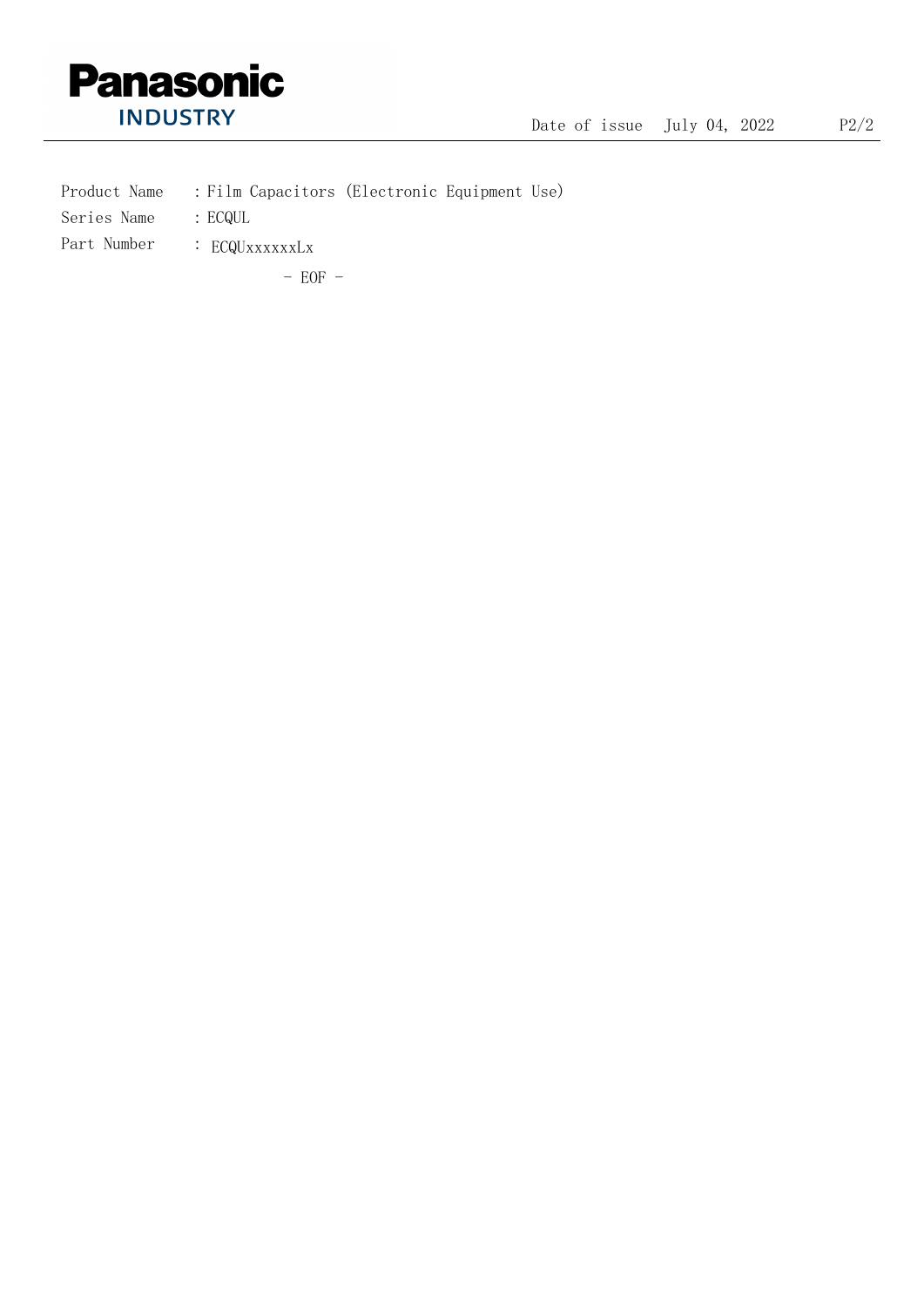Product Name : Film Capacitors (Electronic Equipment Use)

Series Name : ECQUL

Part Number : ECQUxxxxxxLx

– EOF –